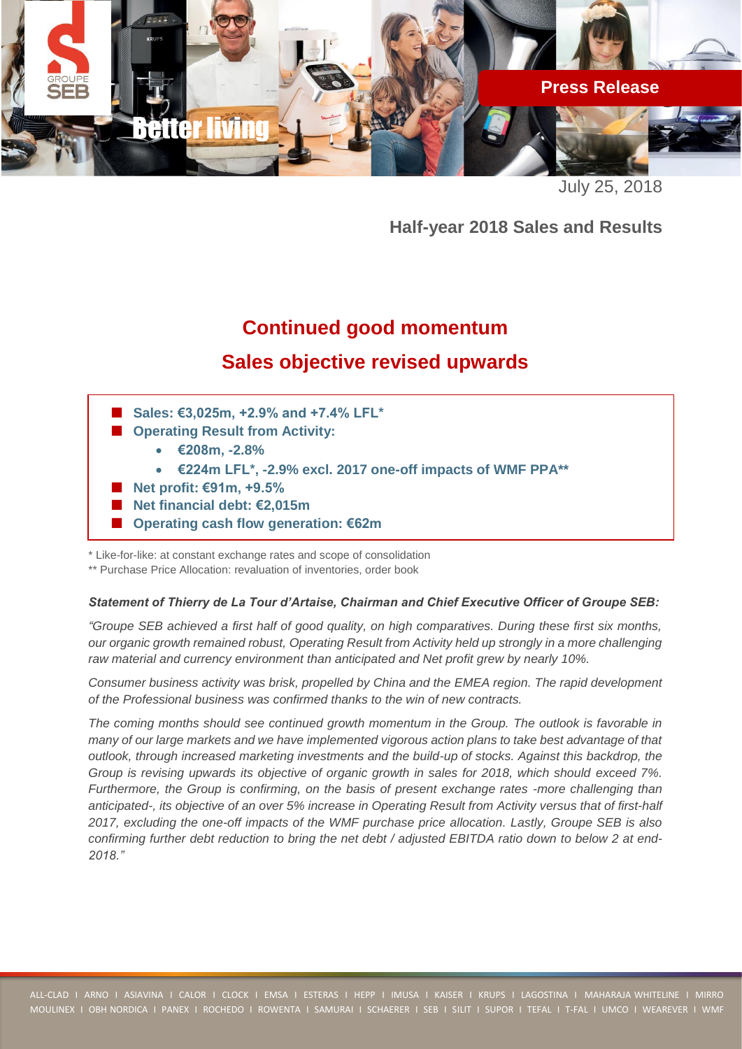Press Release

July 25, 2018

Half-year 2018 Sales and Results

# Continued good momentum

## Sales objective revised upwards

- **Sales: €3,025m, +2.9% and +7.4% LFL***
- **Operating Result from Activity:**
  - **€208m, -2.8%**
  - **€224m LFL*, -2.9% excl. 2017 one-off impacts of WMF PPA****
- **Net profit: €91m, +9.5%**
- **Net financial debt: €2,015m**
- **Operating cash flow generation: €62m**

\* Like-for-like: at constant exchange rates and scope of consolidation

\*\* Purchase Price Allocation: revaluation of inventories, order book

***Statement of Thierry de La Tour d'Artaise, Chairman and Chief Executive Officer of Groupe SEB:***

*"Groupe SEB achieved a first half of good quality, on high comparatives. During these first six months, our organic growth remained robust, Operating Result from Activity held up strongly in a more challenging raw material and currency environment than anticipated and Net profit grew by nearly 10%.*

*Consumer business activity was brisk, propelled by China and the EMEA region. The rapid development of the Professional business was confirmed thanks to the win of new contracts.*

*The coming months should see continued growth momentum in the Group. The outlook is favorable in many of our large markets and we have implemented vigorous action plans to take best advantage of that outlook, through increased marketing investments and the build-up of stocks. Against this backdrop, the Group is revising upwards its objective of organic growth in sales for 2018, which should exceed 7%. Furthermore, the Group is confirming, on the basis of present exchange rates -more challenging than anticipated-, its objective of an over 5% increase in Operating Result from Activity versus that of first-half 2017, excluding the one-off impacts of the WMF purchase price allocation. Lastly, Groupe SEB is also confirming further debt reduction to bring the net debt / adjusted EBITDA ratio down to below 2 at end-2018."*

ALL-CLAD I ARNO I ASIAVINA I CALOR I CLOCK I EMSA I ESTERAS I HEPP I IMUSA I KAISER I KRUPS I LAGOSTINA I MAHARAJA WHITELINE I MIRRO MOULINEX I OBH NORDICA I PANEX I ROCHEDO I ROWENTA I SAMURAI I SCHAERER I SEB I SILIT I SUPOR I TEFAL I T-FAL I UMCO I WEAREVER I WMF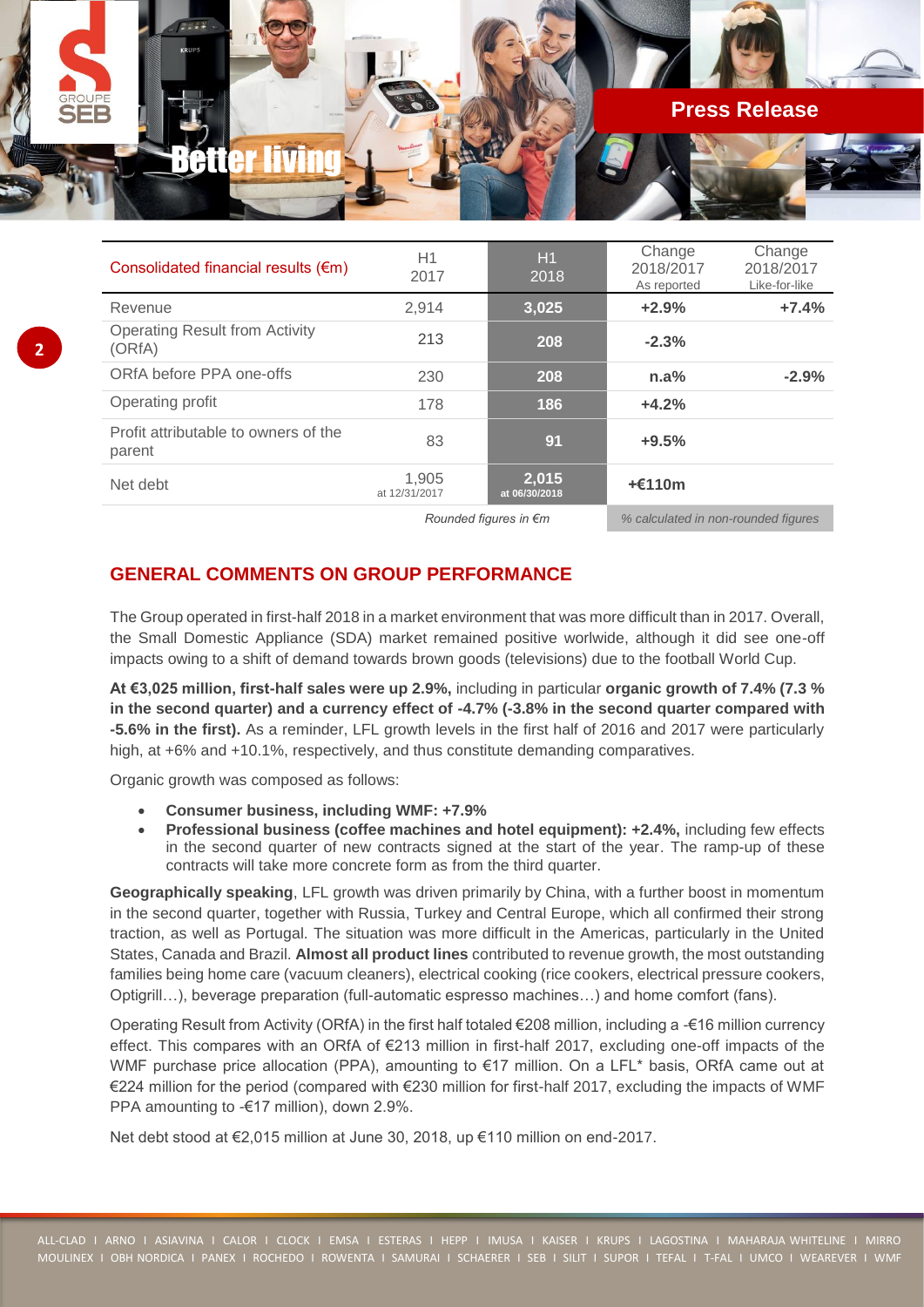| Consolidated financial results (€m) | H1 2017 | H1 2018 | Change 2018/2017 As reported | Change 2018/2017 Like-for-like |
|---|---|---|---|---|
| Revenue | 2,914 | **3,025** | **+2.9%** | **+7.4%** |
| Operating Result from Activity (ORfA) | 213 | **208** | **-2.3%** | |
| ORfA before PPA one-offs | 230 | **208** | **n.a%** | **-2.9%** |
| Operating profit | 178 | **186** | **+4.2%** | |
| Profit attributable to owners of the parent | 83 | **91** | **+9.5%** | |
| Net debt | 1,905 at 12/31/2017 | **2,015 at 06/30/2018** | **+€110m** | |
| | *Rounded figures in €m* | | *% calculated in non-rounded figures* | |

## GENERAL COMMENTS ON GROUP PERFORMANCE

The Group operated in first-half 2018 in a market environment that was more difficult than in 2017. Overall, the Small Domestic Appliance (SDA) market remained positive worlwide, although it did see one-off impacts owing to a shift of demand towards brown goods (televisions) due to the football World Cup.

**At €3,025 million, first-half sales were up 2.9%,** including in particular **organic growth of 7.4% (7.3 % in the second quarter) and a currency effect of -4.7% (-3.8% in the second quarter compared with -5.6% in the first).** As a reminder, LFL growth levels in the first half of 2016 and 2017 were particularly high, at +6% and +10.1%, respectively, and thus constitute demanding comparatives.

Organic growth was composed as follows:

- **Consumer business, including WMF: +7.9%**
- **Professional business (coffee machines and hotel equipment): +2.4%,** including few effects in the second quarter of new contracts signed at the start of the year. The ramp-up of these contracts will take more concrete form as from the third quarter.

**Geographically speaking**, LFL growth was driven primarily by China, with a further boost in momentum in the second quarter, together with Russia, Turkey and Central Europe, which all confirmed their strong traction, as well as Portugal. The situation was more difficult in the Americas, particularly in the United States, Canada and Brazil. **Almost all product lines** contributed to revenue growth, the most outstanding families being home care (vacuum cleaners), electrical cooking (rice cookers, electrical pressure cookers, Optigrill…), beverage preparation (full-automatic espresso machines…) and home comfort (fans).

Operating Result from Activity (ORfA) in the first half totaled €208 million, including a -€16 million currency effect. This compares with an ORfA of €213 million in first-half 2017, excluding one-off impacts of the WMF purchase price allocation (PPA), amounting to €17 million. On a LFL* basis, ORfA came out at €224 million for the period (compared with €230 million for first-half 2017, excluding the impacts of WMF PPA amounting to -€17 million), down 2.9%.

Net debt stood at €2,015 million at June 30, 2018, up €110 million on end-2017.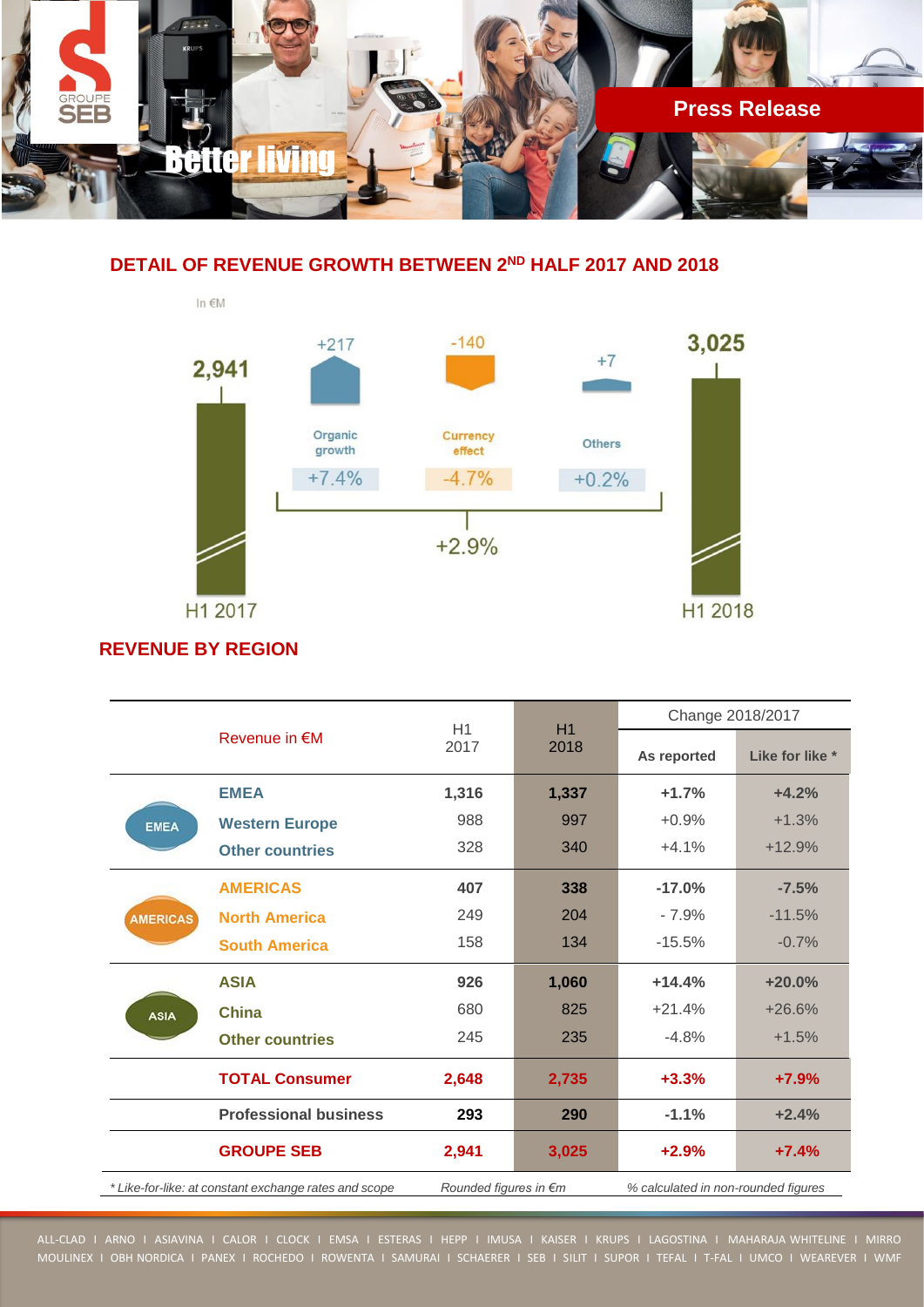## DETAIL OF REVENUE GROWTH BETWEEN 2[ND] HALF 2017 AND 2018

In €M

| H1 2017 | Organic growth | Currency effect | Others | H1 2018 |
|---|---|---|---|---|
| 2,941 | +217 | -140 | +7 | 3,025 |
| | +7.4% | -4.7% | +0.2% | |

+2.9%

## REVENUE BY REGION

| | Revenue in €M | H1 2017 | H1 2018 | Change 2018/2017 | |
|---|---|---|---|---|---|
| | | | | As reported | Like for like * |
| EMEA | **EMEA** | **1,316** | **1,337** | **+1.7%** | **+4.2%** |
| | Western Europe | 988 | 997 | +0.9% | +1.3% |
| | Other countries | 328 | 340 | +4.1% | +12.9% |
| AMERICAS | **AMERICAS** | **407** | **338** | **-17.0%** | **-7.5%** |
| | North America | 249 | 204 | - 7.9% | -11.5% |
| | South America | 158 | 134 | -15.5% | -0.7% |
| ASIA | **ASIA** | **926** | **1,060** | **+14.4%** | **+20.0%** |
| | China | 680 | 825 | +21.4% | +26.6% |
| | Other countries | 245 | 235 | -4.8% | +1.5% |
| | **TOTAL Consumer** | **2,648** | **2,735** | **+3.3%** | **+7.9%** |
| | **Professional business** | **293** | **290** | **-1.1%** | **+2.4%** |
| | **GROUPE SEB** | **2,941** | **3,025** | **+2.9%** | **+7.4%** |

*\* Like-for-like: at constant exchange rates and scope* | *Rounded figures in €m* | *% calculated in non-rounded figures*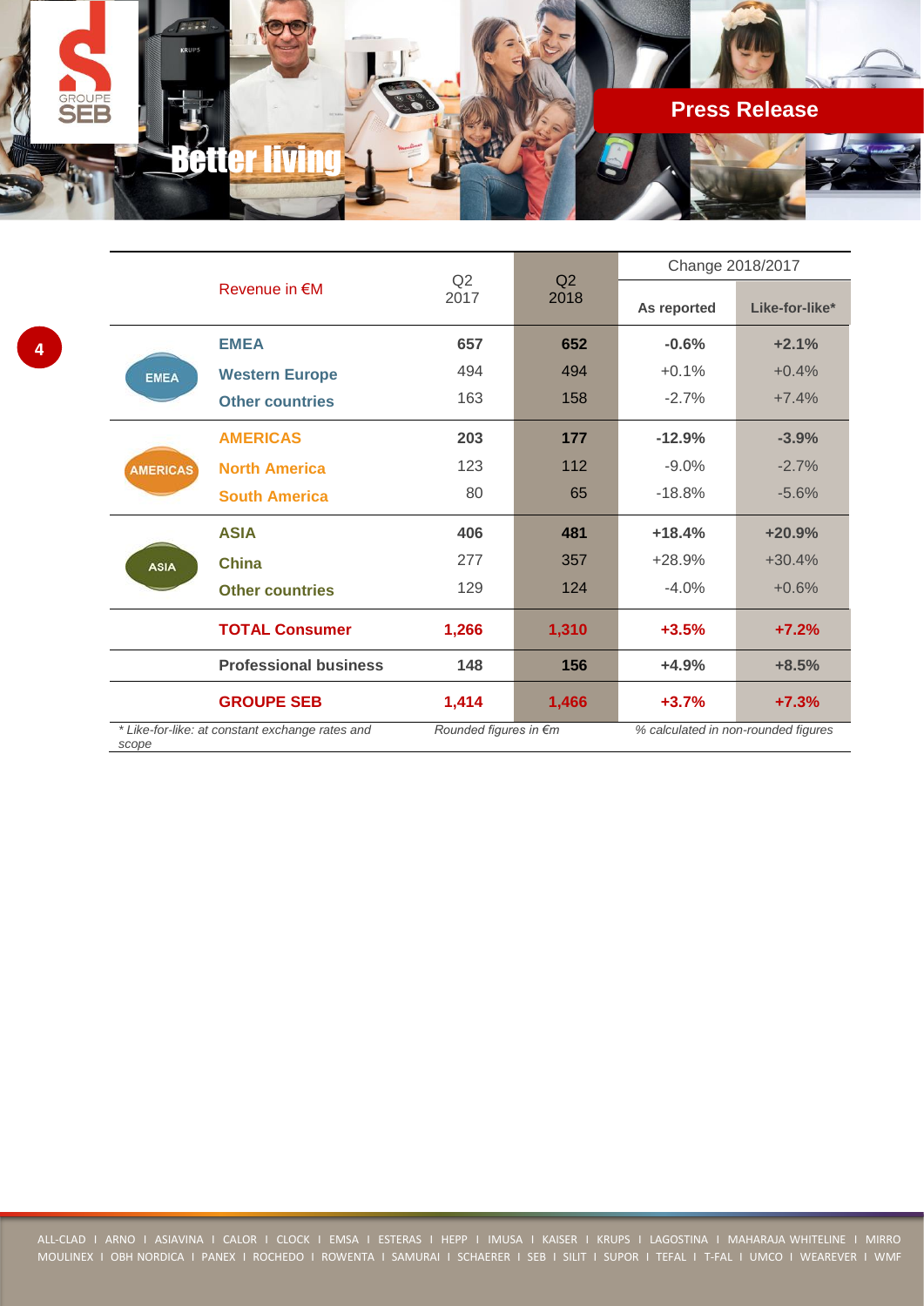| | Revenue in €M | Q2 2017 | Q2 2018 | Change 2018/2017 | |
|---|---|---|---|---|---|
| | | | | As reported | Like-for-like* |
| EMEA | **EMEA** | **657** | **652** | **-0.6%** | **+2.1%** |
| | **Western Europe** | 494 | 494 | +0.1% | +0.4% |
| | **Other countries** | 163 | 158 | -2.7% | +7.4% |
| AMERICAS | **AMERICAS** | **203** | **177** | **-12.9%** | **-3.9%** |
| | **North America** | 123 | 112 | -9.0% | -2.7% |
| | **South America** | 80 | 65 | -18.8% | -5.6% |
| ASIA | **ASIA** | **406** | **481** | **+18.4%** | **+20.9%** |
| | **China** | 277 | 357 | +28.9% | +30.4% |
| | **Other countries** | 129 | 124 | -4.0% | +0.6% |
| | **TOTAL Consumer** | **1,266** | **1,310** | **+3.5%** | **+7.2%** |
| | **Professional business** | **148** | **156** | **+4.9%** | **+8.5%** |
| | **GROUPE SEB** | **1,414** | **1,466** | **+3.7%** | **+7.3%** |

*\* Like-for-like: at constant exchange rates and scope*  *Rounded figures in €m*  *% calculated in non-rounded figures*

ALL-CLAD I ARNO I ASIAVINA I CALOR I CLOCK I EMSA I ESTERAS I HEPP I IMUSA I KAISER I KRUPS I LAGOSTINA I MAHARAJA WHITELINE I MIRRO MOULINEX I OBH NORDICA I PANEX I ROCHEDO I ROWENTA I SAMURAI I SCHAERER I SEB I SILIT I SUPOR I TEFAL I T-FAL I UMCO I WEAREVER I WMF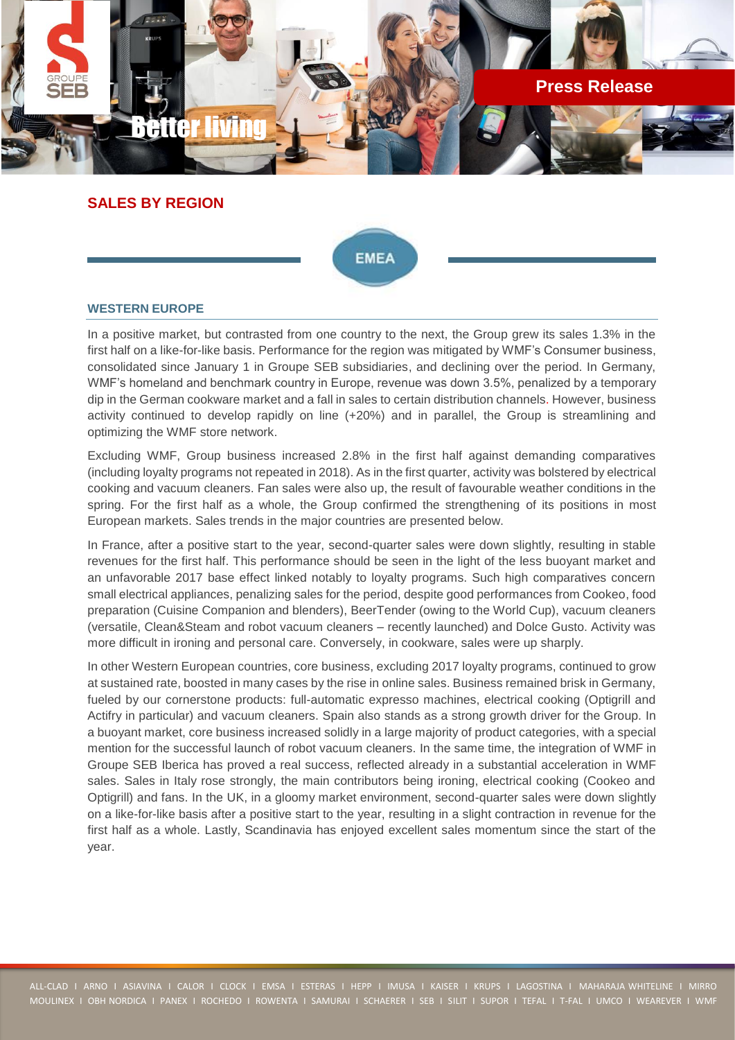## SALES BY REGION

### EMEA

#### WESTERN EUROPE

In a positive market, but contrasted from one country to the next, the Group grew its sales 1.3% in the first half on a like-for-like basis. Performance for the region was mitigated by WMF's Consumer business, consolidated since January 1 in Groupe SEB subsidiaries, and declining over the period. In Germany, WMF's homeland and benchmark country in Europe, revenue was down 3.5%, penalized by a temporary dip in the German cookware market and a fall in sales to certain distribution channels. However, business activity continued to develop rapidly on line (+20%) and in parallel, the Group is streamlining and optimizing the WMF store network.

Excluding WMF, Group business increased 2.8% in the first half against demanding comparatives (including loyalty programs not repeated in 2018). As in the first quarter, activity was bolstered by electrical cooking and vacuum cleaners. Fan sales were also up, the result of favourable weather conditions in the spring. For the first half as a whole, the Group confirmed the strengthening of its positions in most European markets. Sales trends in the major countries are presented below.

In France, after a positive start to the year, second-quarter sales were down slightly, resulting in stable revenues for the first half. This performance should be seen in the light of the less buoyant market and an unfavorable 2017 base effect linked notably to loyalty programs. Such high comparatives concern small electrical appliances, penalizing sales for the period, despite good performances from Cookeo, food preparation (Cuisine Companion and blenders), BeerTender (owing to the World Cup), vacuum cleaners (versatile, Clean&Steam and robot vacuum cleaners – recently launched) and Dolce Gusto. Activity was more difficult in ironing and personal care. Conversely, in cookware, sales were up sharply.

In other Western European countries, core business, excluding 2017 loyalty programs, continued to grow at sustained rate, boosted in many cases by the rise in online sales. Business remained brisk in Germany, fueled by our cornerstone products: full-automatic expresso machines, electrical cooking (Optigrill and Actifry in particular) and vacuum cleaners. Spain also stands as a strong growth driver for the Group. In a buoyant market, core business increased solidly in a large majority of product categories, with a special mention for the successful launch of robot vacuum cleaners. In the same time, the integration of WMF in Groupe SEB Iberica has proved a real success, reflected already in a substantial acceleration in WMF sales. Sales in Italy rose strongly, the main contributors being ironing, electrical cooking (Cookeo and Optigrill) and fans. In the UK, in a gloomy market environment, second-quarter sales were down slightly on a like-for-like basis after a positive start to the year, resulting in a slight contraction in revenue for the first half as a whole. Lastly, Scandinavia has enjoyed excellent sales momentum since the start of the year.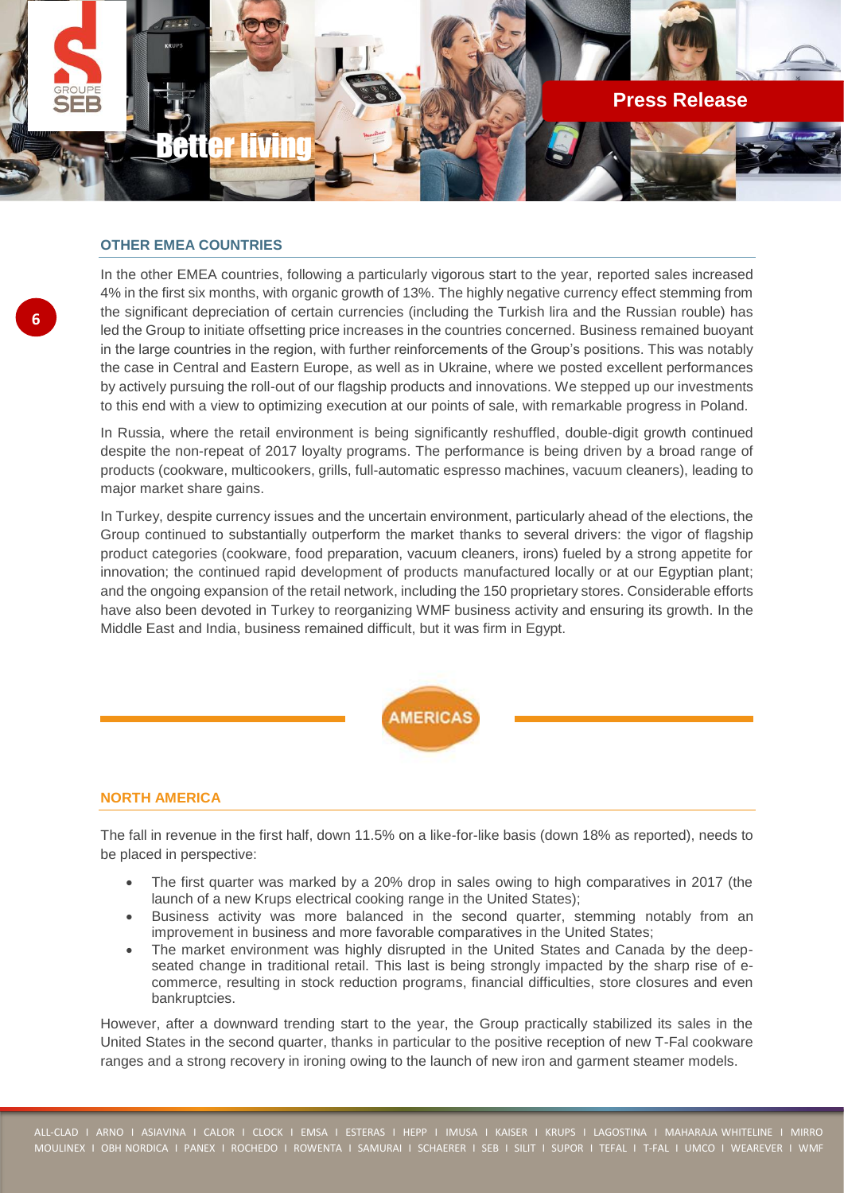### OTHER EMEA COUNTRIES

In the other EMEA countries, following a particularly vigorous start to the year, reported sales increased 4% in the first six months, with organic growth of 13%. The highly negative currency effect stemming from the significant depreciation of certain currencies (including the Turkish lira and the Russian rouble) has led the Group to initiate offsetting price increases in the countries concerned. Business remained buoyant in the large countries in the region, with further reinforcements of the Group's positions. This was notably the case in Central and Eastern Europe, as well as in Ukraine, where we posted excellent performances by actively pursuing the roll-out of our flagship products and innovations. We stepped up our investments to this end with a view to optimizing execution at our points of sale, with remarkable progress in Poland.

In Russia, where the retail environment is being significantly reshuffled, double-digit growth continued despite the non-repeat of 2017 loyalty programs. The performance is being driven by a broad range of products (cookware, multicookers, grills, full-automatic espresso machines, vacuum cleaners), leading to major market share gains.

In Turkey, despite currency issues and the uncertain environment, particularly ahead of the elections, the Group continued to substantially outperform the market thanks to several drivers: the vigor of flagship product categories (cookware, food preparation, vacuum cleaners, irons) fueled by a strong appetite for innovation; the continued rapid development of products manufactured locally or at our Egyptian plant; and the ongoing expansion of the retail network, including the 150 proprietary stores. Considerable efforts have also been devoted in Turkey to reorganizing WMF business activity and ensuring its growth. In the Middle East and India, business remained difficult, but it was firm in Egypt.

## AMERICAS

### NORTH AMERICA

The fall in revenue in the first half, down 11.5% on a like-for-like basis (down 18% as reported), needs to be placed in perspective:

- The first quarter was marked by a 20% drop in sales owing to high comparatives in 2017 (the launch of a new Krups electrical cooking range in the United States);
- Business activity was more balanced in the second quarter, stemming notably from an improvement in business and more favorable comparatives in the United States;
- The market environment was highly disrupted in the United States and Canada by the deep-seated change in traditional retail. This last is being strongly impacted by the sharp rise of e-commerce, resulting in stock reduction programs, financial difficulties, store closures and even bankruptcies.

However, after a downward trending start to the year, the Group practically stabilized its sales in the United States in the second quarter, thanks in particular to the positive reception of new T-Fal cookware ranges and a strong recovery in ironing owing to the launch of new iron and garment steamer models.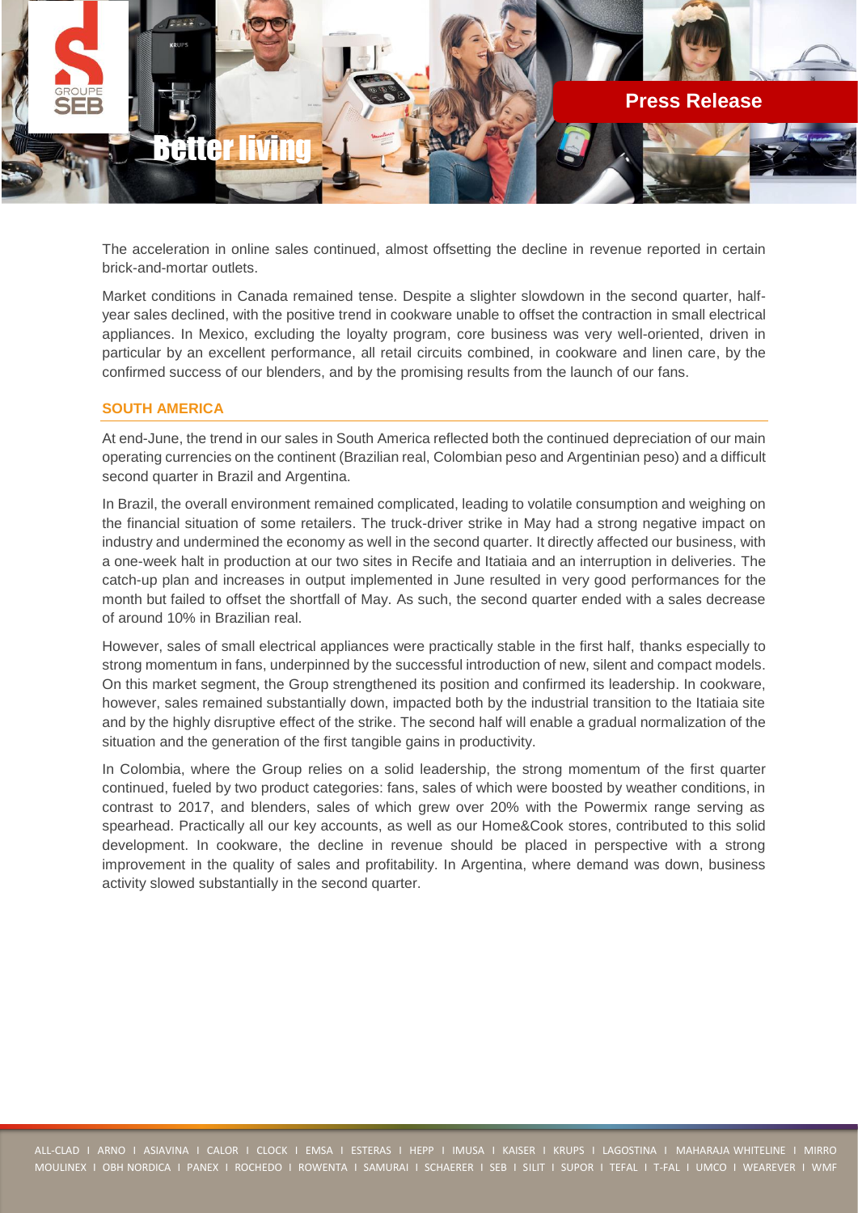The acceleration in online sales continued, almost offsetting the decline in revenue reported in certain brick-and-mortar outlets.

Market conditions in Canada remained tense. Despite a slighter slowdown in the second quarter, half-year sales declined, with the positive trend in cookware unable to offset the contraction in small electrical appliances. In Mexico, excluding the loyalty program, core business was very well-oriented, driven in particular by an excellent performance, all retail circuits combined, in cookware and linen care, by the confirmed success of our blenders, and by the promising results from the launch of our fans.

## SOUTH AMERICA

At end-June, the trend in our sales in South America reflected both the continued depreciation of our main operating currencies on the continent (Brazilian real, Colombian peso and Argentinian peso) and a difficult second quarter in Brazil and Argentina.

In Brazil, the overall environment remained complicated, leading to volatile consumption and weighing on the financial situation of some retailers. The truck-driver strike in May had a strong negative impact on industry and undermined the economy as well in the second quarter. It directly affected our business, with a one-week halt in production at our two sites in Recife and Itatiaia and an interruption in deliveries. The catch-up plan and increases in output implemented in June resulted in very good performances for the month but failed to offset the shortfall of May. As such, the second quarter ended with a sales decrease of around 10% in Brazilian real.

However, sales of small electrical appliances were practically stable in the first half, thanks especially to strong momentum in fans, underpinned by the successful introduction of new, silent and compact models. On this market segment, the Group strengthened its position and confirmed its leadership. In cookware, however, sales remained substantially down, impacted both by the industrial transition to the Itatiaia site and by the highly disruptive effect of the strike. The second half will enable a gradual normalization of the situation and the generation of the first tangible gains in productivity.

In Colombia, where the Group relies on a solid leadership, the strong momentum of the first quarter continued, fueled by two product categories: fans, sales of which were boosted by weather conditions, in contrast to 2017, and blenders, sales of which grew over 20% with the Powermix range serving as spearhead. Practically all our key accounts, as well as our Home&Cook stores, contributed to this solid development. In cookware, the decline in revenue should be placed in perspective with a strong improvement in the quality of sales and profitability. In Argentina, where demand was down, business activity slowed substantially in the second quarter.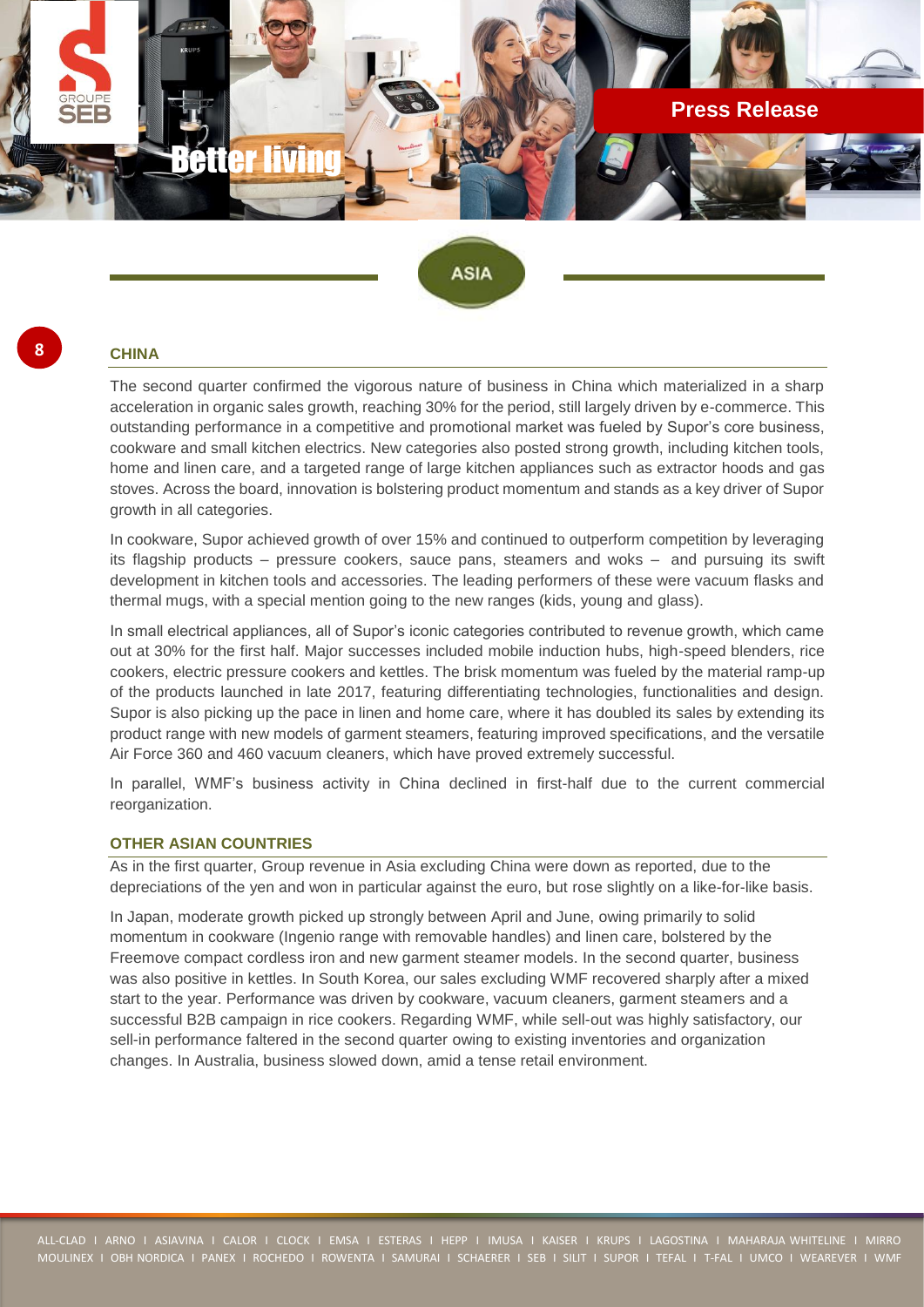## ASIA

### CHINA

The second quarter confirmed the vigorous nature of business in China which materialized in a sharp acceleration in organic sales growth, reaching 30% for the period, still largely driven by e-commerce. This outstanding performance in a competitive and promotional market was fueled by Supor's core business, cookware and small kitchen electrics. New categories also posted strong growth, including kitchen tools, home and linen care, and a targeted range of large kitchen appliances such as extractor hoods and gas stoves. Across the board, innovation is bolstering product momentum and stands as a key driver of Supor growth in all categories.

In cookware, Supor achieved growth of over 15% and continued to outperform competition by leveraging its flagship products – pressure cookers, sauce pans, steamers and woks – and pursuing its swift development in kitchen tools and accessories. The leading performers of these were vacuum flasks and thermal mugs, with a special mention going to the new ranges (kids, young and glass).

In small electrical appliances, all of Supor's iconic categories contributed to revenue growth, which came out at 30% for the first half. Major successes included mobile induction hubs, high-speed blenders, rice cookers, electric pressure cookers and kettles. The brisk momentum was fueled by the material ramp-up of the products launched in late 2017, featuring differentiating technologies, functionalities and design. Supor is also picking up the pace in linen and home care, where it has doubled its sales by extending its product range with new models of garment steamers, featuring improved specifications, and the versatile Air Force 360 and 460 vacuum cleaners, which have proved extremely successful.

In parallel, WMF's business activity in China declined in first-half due to the current commercial reorganization.

### OTHER ASIAN COUNTRIES

As in the first quarter, Group revenue in Asia excluding China were down as reported, due to the depreciations of the yen and won in particular against the euro, but rose slightly on a like-for-like basis.

In Japan, moderate growth picked up strongly between April and June, owing primarily to solid momentum in cookware (Ingenio range with removable handles) and linen care, bolstered by the Freemove compact cordless iron and new garment steamer models. In the second quarter, business was also positive in kettles. In South Korea, our sales excluding WMF recovered sharply after a mixed start to the year. Performance was driven by cookware, vacuum cleaners, garment steamers and a successful B2B campaign in rice cookers. Regarding WMF, while sell-out was highly satisfactory, our sell-in performance faltered in the second quarter owing to existing inventories and organization changes. In Australia, business slowed down, amid a tense retail environment.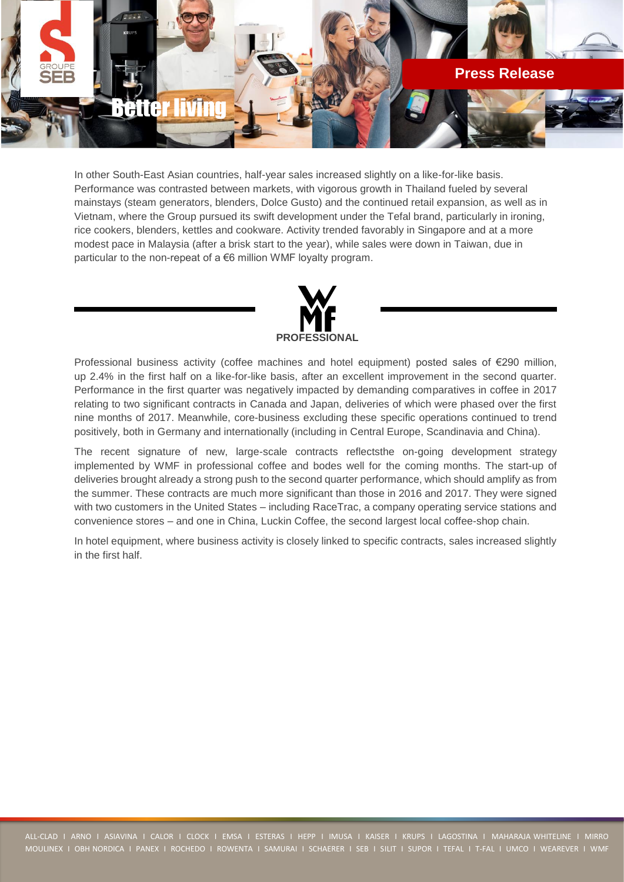In other South-East Asian countries, half-year sales increased slightly on a like-for-like basis. Performance was contrasted between markets, with vigorous growth in Thailand fueled by several mainstays (steam generators, blenders, Dolce Gusto) and the continued retail expansion, as well as in Vietnam, where the Group pursued its swift development under the Tefal brand, particularly in ironing, rice cookers, blenders, kettles and cookware. Activity trended favorably in Singapore and at a more modest pace in Malaysia (after a brisk start to the year), while sales were down in Taiwan, due in particular to the non-repeat of a €6 million WMF loyalty program.

## PROFESSIONAL

Professional business activity (coffee machines and hotel equipment) posted sales of €290 million, up 2.4% in the first half on a like-for-like basis, after an excellent improvement in the second quarter. Performance in the first quarter was negatively impacted by demanding comparatives in coffee in 2017 relating to two significant contracts in Canada and Japan, deliveries of which were phased over the first nine months of 2017. Meanwhile, core-business excluding these specific operations continued to trend positively, both in Germany and internationally (including in Central Europe, Scandinavia and China).

The recent signature of new, large-scale contracts reflectsthe on-going development strategy implemented by WMF in professional coffee and bodes well for the coming months. The start-up of deliveries brought already a strong push to the second quarter performance, which should amplify as from the summer. These contracts are much more significant than those in 2016 and 2017. They were signed with two customers in the United States – including RaceTrac, a company operating service stations and convenience stores – and one in China, Luckin Coffee, the second largest local coffee-shop chain.

In hotel equipment, where business activity is closely linked to specific contracts, sales increased slightly in the first half.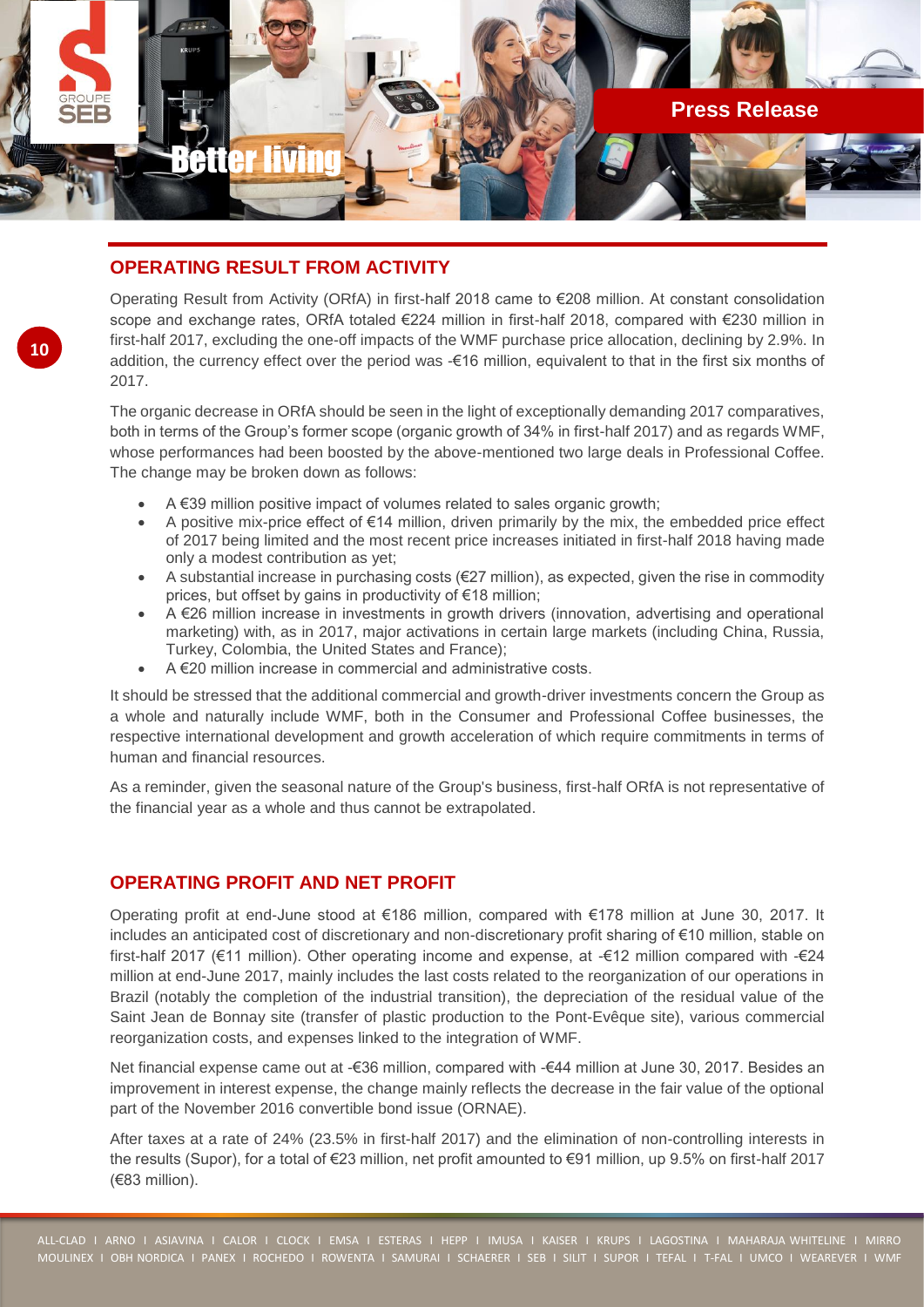## OPERATING RESULT FROM ACTIVITY

Operating Result from Activity (ORfA) in first-half 2018 came to €208 million. At constant consolidation scope and exchange rates, ORfA totaled €224 million in first-half 2018, compared with €230 million in first-half 2017, excluding the one-off impacts of the WMF purchase price allocation, declining by 2.9%. In addition, the currency effect over the period was -€16 million, equivalent to that in the first six months of 2017.

The organic decrease in ORfA should be seen in the light of exceptionally demanding 2017 comparatives, both in terms of the Group's former scope (organic growth of 34% in first-half 2017) and as regards WMF, whose performances had been boosted by the above-mentioned two large deals in Professional Coffee. The change may be broken down as follows:

- A €39 million positive impact of volumes related to sales organic growth;
- A positive mix-price effect of €14 million, driven primarily by the mix, the embedded price effect of 2017 being limited and the most recent price increases initiated in first-half 2018 having made only a modest contribution as yet;
- A substantial increase in purchasing costs (€27 million), as expected, given the rise in commodity prices, but offset by gains in productivity of €18 million;
- A €26 million increase in investments in growth drivers (innovation, advertising and operational marketing) with, as in 2017, major activations in certain large markets (including China, Russia, Turkey, Colombia, the United States and France);
- A €20 million increase in commercial and administrative costs.

It should be stressed that the additional commercial and growth-driver investments concern the Group as a whole and naturally include WMF, both in the Consumer and Professional Coffee businesses, the respective international development and growth acceleration of which require commitments in terms of human and financial resources.

As a reminder, given the seasonal nature of the Group's business, first-half ORfA is not representative of the financial year as a whole and thus cannot be extrapolated.

## OPERATING PROFIT AND NET PROFIT

Operating profit at end-June stood at €186 million, compared with €178 million at June 30, 2017. It includes an anticipated cost of discretionary and non-discretionary profit sharing of €10 million, stable on first-half 2017 (€11 million). Other operating income and expense, at -€12 million compared with -€24 million at end-June 2017, mainly includes the last costs related to the reorganization of our operations in Brazil (notably the completion of the industrial transition), the depreciation of the residual value of the Saint Jean de Bonnay site (transfer of plastic production to the Pont-Evêque site), various commercial reorganization costs, and expenses linked to the integration of WMF.

Net financial expense came out at -€36 million, compared with -€44 million at June 30, 2017. Besides an improvement in interest expense, the change mainly reflects the decrease in the fair value of the optional part of the November 2016 convertible bond issue (ORNAE).

After taxes at a rate of 24% (23.5% in first-half 2017) and the elimination of non-controlling interests in the results (Supor), for a total of €23 million, net profit amounted to €91 million, up 9.5% on first-half 2017 (€83 million).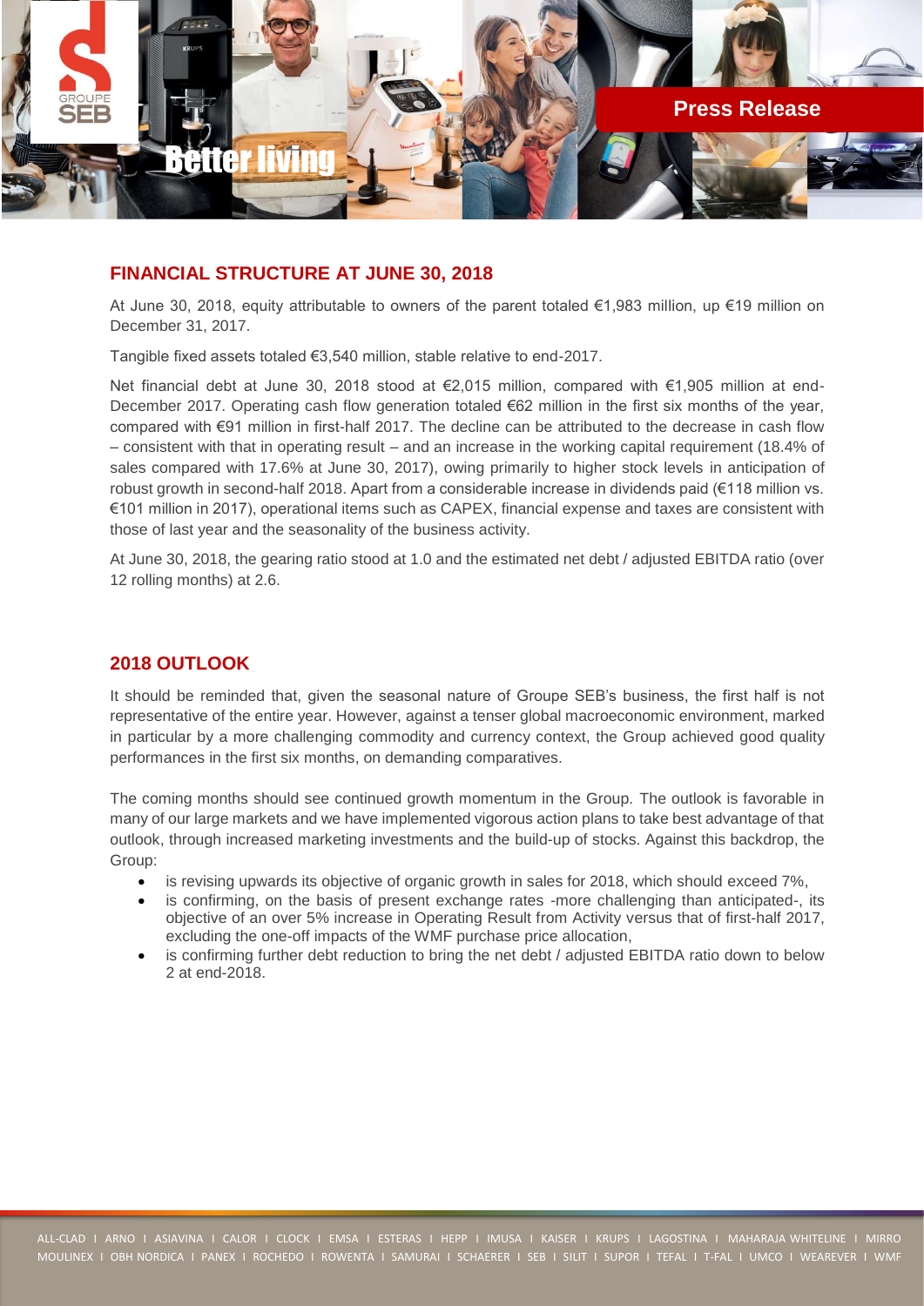## FINANCIAL STRUCTURE AT JUNE 30, 2018

At June 30, 2018, equity attributable to owners of the parent totaled €1,983 million, up €19 million on December 31, 2017.

Tangible fixed assets totaled €3,540 million, stable relative to end-2017.

Net financial debt at June 30, 2018 stood at €2,015 million, compared with €1,905 million at end-December 2017. Operating cash flow generation totaled €62 million in the first six months of the year, compared with €91 million in first-half 2017. The decline can be attributed to the decrease in cash flow – consistent with that in operating result – and an increase in the working capital requirement (18.4% of sales compared with 17.6% at June 30, 2017), owing primarily to higher stock levels in anticipation of robust growth in second-half 2018. Apart from a considerable increase in dividends paid (€118 million vs. €101 million in 2017), operational items such as CAPEX, financial expense and taxes are consistent with those of last year and the seasonality of the business activity.

At June 30, 2018, the gearing ratio stood at 1.0 and the estimated net debt / adjusted EBITDA ratio (over 12 rolling months) at 2.6.

## 2018 OUTLOOK

It should be reminded that, given the seasonal nature of Groupe SEB's business, the first half is not representative of the entire year. However, against a tenser global macroeconomic environment, marked in particular by a more challenging commodity and currency context, the Group achieved good quality performances in the first six months, on demanding comparatives.

The coming months should see continued growth momentum in the Group. The outlook is favorable in many of our large markets and we have implemented vigorous action plans to take best advantage of that outlook, through increased marketing investments and the build-up of stocks. Against this backdrop, the Group:

- is revising upwards its objective of organic growth in sales for 2018, which should exceed 7%,
- is confirming, on the basis of present exchange rates -more challenging than anticipated-, its objective of an over 5% increase in Operating Result from Activity versus that of first-half 2017, excluding the one-off impacts of the WMF purchase price allocation,
- is confirming further debt reduction to bring the net debt / adjusted EBITDA ratio down to below 2 at end-2018.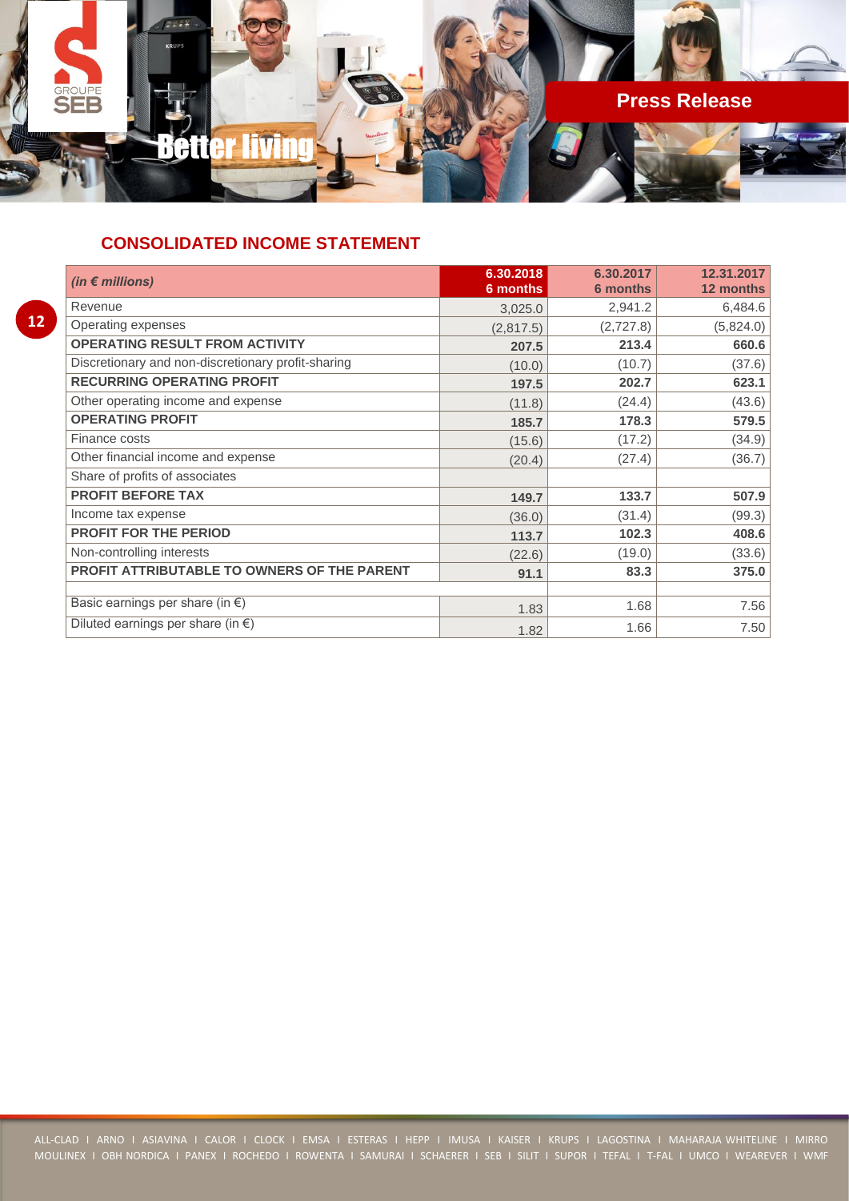## CONSOLIDATED INCOME STATEMENT

| *(in € millions)* | 6.30.2018 6 months | 6.30.2017 6 months | 12.31.2017 12 months |
|---|---|---|---|
| Revenue | 3,025.0 | 2,941.2 | 6,484.6 |
| Operating expenses | (2,817.5) | (2,727.8) | (5,824.0) |
| **OPERATING RESULT FROM ACTIVITY** | **207.5** | **213.4** | **660.6** |
| Discretionary and non-discretionary profit-sharing | (10.0) | (10.7) | (37.6) |
| **RECURRING OPERATING PROFIT** | **197.5** | **202.7** | **623.1** |
| Other operating income and expense | (11.8) | (24.4) | (43.6) |
| **OPERATING PROFIT** | **185.7** | **178.3** | **579.5** |
| Finance costs | (15.6) | (17.2) | (34.9) |
| Other financial income and expense | (20.4) | (27.4) | (36.7) |
| Share of profits of associates | | | |
| **PROFIT BEFORE TAX** | **149.7** | **133.7** | **507.9** |
| Income tax expense | (36.0) | (31.4) | (99.3) |
| **PROFIT FOR THE PERIOD** | **113.7** | **102.3** | **408.6** |
| Non-controlling interests | (22.6) | (19.0) | (33.6) |
| **PROFIT ATTRIBUTABLE TO OWNERS OF THE PARENT** | **91.1** | **83.3** | **375.0** |
| | | | |
| Basic earnings per share (in €) | 1.83 | 1.68 | 7.56 |
| Diluted earnings per share (in €) | 1.82 | 1.66 | 7.50 |

ALL-CLAD I ARNO I ASIAVINA I CALOR I CLOCK I EMSA I ESTERAS I HEPP I IMUSA I KAISER I KRUPS I LAGOSTINA I MAHARAJA WHITELINE I MIRRO MOULINEX I OBH NORDICA I PANEX I ROCHEDO I ROWENTA I SAMURAI I SCHAERER I SEB I SILIT I SUPOR I TEFAL I T-FAL I UMCO I WEAREVER I WMF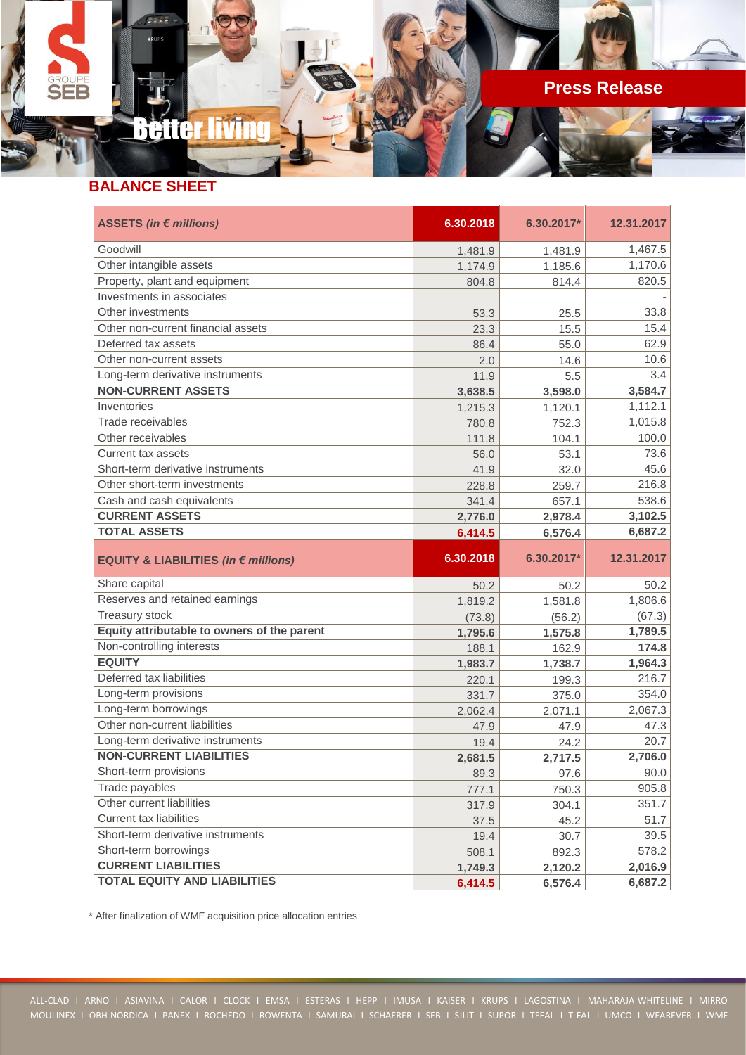## BALANCE SHEET

| ASSETS *(in € millions)* | 6.30.2018 | 6.30.2017* | 12.31.2017 |
|---|---|---|---|
| Goodwill | 1,481.9 | 1,481.9 | 1,467.5 |
| Other intangible assets | 1,174.9 | 1,185.6 | 1,170.6 |
| Property, plant and equipment | 804.8 | 814.4 | 820.5 |
| Investments in associates | | | - |
| Other investments | 53.3 | 25.5 | 33.8 |
| Other non-current financial assets | 23.3 | 15.5 | 15.4 |
| Deferred tax assets | 86.4 | 55.0 | 62.9 |
| Other non-current assets | 2.0 | 14.6 | 10.6 |
| Long-term derivative instruments | 11.9 | 5.5 | 3.4 |
| **NON-CURRENT ASSETS** | **3,638.5** | **3,598.0** | **3,584.7** |
| Inventories | 1,215.3 | 1,120.1 | 1,112.1 |
| Trade receivables | 780.8 | 752.3 | 1,015.8 |
| Other receivables | 111.8 | 104.1 | 100.0 |
| Current tax assets | 56.0 | 53.1 | 73.6 |
| Short-term derivative instruments | 41.9 | 32.0 | 45.6 |
| Other short-term investments | 228.8 | 259.7 | 216.8 |
| Cash and cash equivalents | 341.4 | 657.1 | 538.6 |
| **CURRENT ASSETS** | **2,776.0** | **2,978.4** | **3,102.5** |
| **TOTAL ASSETS** | **6,414.5** | **6,576.4** | **6,687.2** |
| **EQUITY & LIABILITIES *(in € millions)*** | **6.30.2018** | **6.30.2017*** | **12.31.2017** |
| Share capital | 50.2 | 50.2 | 50.2 |
| Reserves and retained earnings | 1,819.2 | 1,581.8 | 1,806.6 |
| Treasury stock | (73.8) | (56.2) | (67.3) |
| **Equity attributable to owners of the parent** | **1,795.6** | **1,575.8** | **1,789.5** |
| Non-controlling interests | 188.1 | 162.9 | **174.8** |
| **EQUITY** | **1,983.7** | **1,738.7** | **1,964.3** |
| Deferred tax liabilities | 220.1 | 199.3 | 216.7 |
| Long-term provisions | 331.7 | 375.0 | 354.0 |
| Long-term borrowings | 2,062.4 | 2,071.1 | 2,067.3 |
| Other non-current liabilities | 47.9 | 47.9 | 47.3 |
| Long-term derivative instruments | 19.4 | 24.2 | 20.7 |
| **NON-CURRENT LIABILITIES** | **2,681.5** | **2,717.5** | **2,706.0** |
| Short-term provisions | 89.3 | 97.6 | 90.0 |
| Trade payables | 777.1 | 750.3 | 905.8 |
| Other current liabilities | 317.9 | 304.1 | 351.7 |
| Current tax liabilities | 37.5 | 45.2 | 51.7 |
| Short-term derivative instruments | 19.4 | 30.7 | 39.5 |
| Short-term borrowings | 508.1 | 892.3 | 578.2 |
| **CURRENT LIABILITIES** | **1,749.3** | **2,120.2** | **2,016.9** |
| **TOTAL EQUITY AND LIABILITIES** | **6,414.5** | **6,576.4** | **6,687.2** |

\* After finalization of WMF acquisition price allocation entries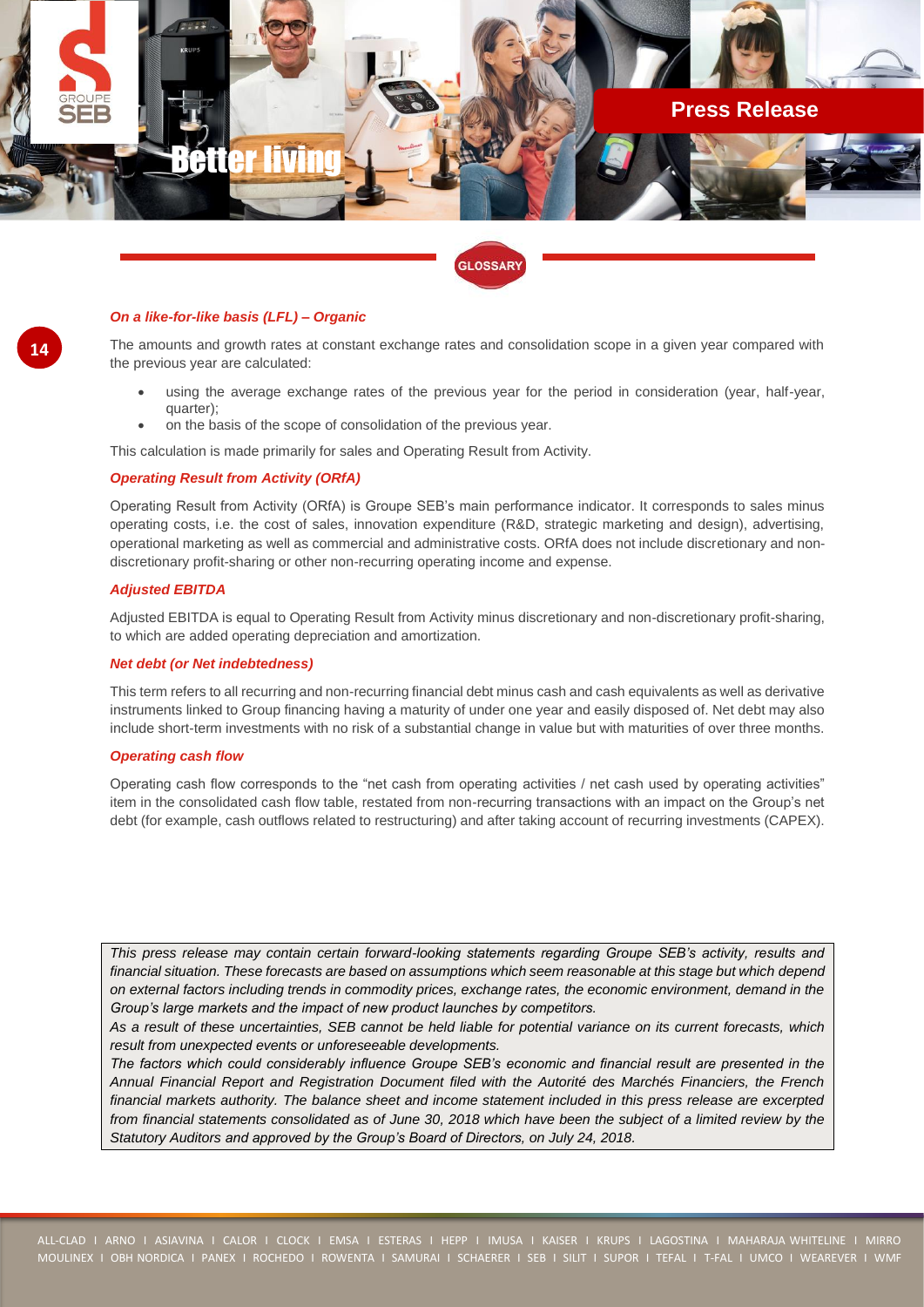## GLOSSARY

### *On a like-for-like basis (LFL) – Organic*

The amounts and growth rates at constant exchange rates and consolidation scope in a given year compared with the previous year are calculated:

- using the average exchange rates of the previous year for the period in consideration (year, half-year, quarter);
- on the basis of the scope of consolidation of the previous year.

This calculation is made primarily for sales and Operating Result from Activity.

### *Operating Result from Activity (ORfA)*

Operating Result from Activity (ORfA) is Groupe SEB's main performance indicator. It corresponds to sales minus operating costs, i.e. the cost of sales, innovation expenditure (R&D, strategic marketing and design), advertising, operational marketing as well as commercial and administrative costs. ORfA does not include discretionary and non-discretionary profit-sharing or other non-recurring operating income and expense.

### *Adjusted EBITDA*

Adjusted EBITDA is equal to Operating Result from Activity minus discretionary and non-discretionary profit-sharing, to which are added operating depreciation and amortization.

### *Net debt (or Net indebtedness)*

This term refers to all recurring and non-recurring financial debt minus cash and cash equivalents as well as derivative instruments linked to Group financing having a maturity of under one year and easily disposed of. Net debt may also include short-term investments with no risk of a substantial change in value but with maturities of over three months.

### *Operating cash flow*

Operating cash flow corresponds to the "net cash from operating activities / net cash used by operating activities" item in the consolidated cash flow table, restated from non-recurring transactions with an impact on the Group's net debt (for example, cash outflows related to restructuring) and after taking account of recurring investments (CAPEX).

*This press release may contain certain forward-looking statements regarding Groupe SEB's activity, results and financial situation. These forecasts are based on assumptions which seem reasonable at this stage but which depend on external factors including trends in commodity prices, exchange rates, the economic environment, demand in the Group's large markets and the impact of new product launches by competitors.*
*As a result of these uncertainties, SEB cannot be held liable for potential variance on its current forecasts, which result from unexpected events or unforeseeable developments.*
*The factors which could considerably influence Groupe SEB's economic and financial result are presented in the Annual Financial Report and Registration Document filed with the Autorité des Marchés Financiers, the French financial markets authority. The balance sheet and income statement included in this press release are excerpted from financial statements consolidated as of June 30, 2018 which have been the subject of a limited review by the Statutory Auditors and approved by the Group's Board of Directors, on July 24, 2018.*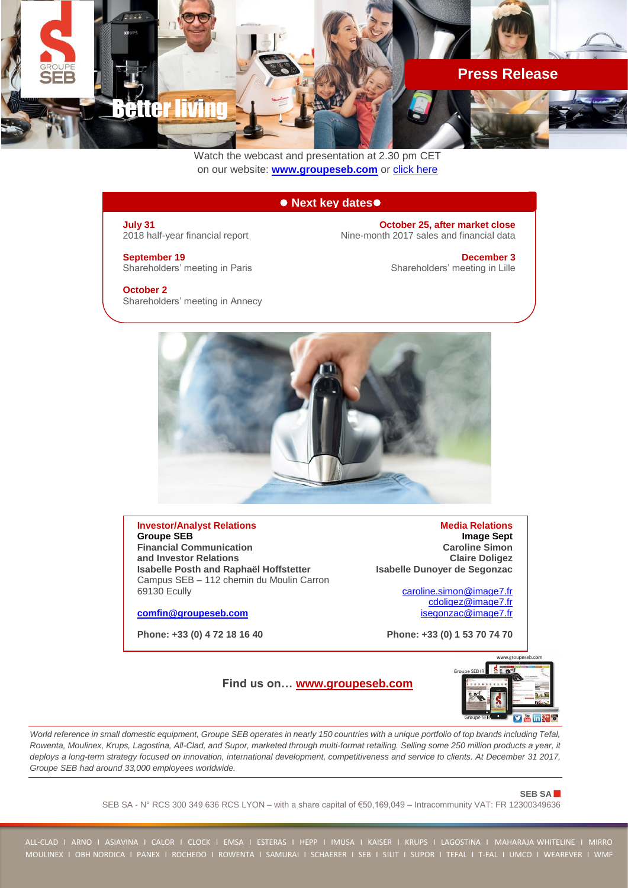Press Release

Watch the webcast and presentation at 2.30 pm CET
on our website: **www.groupeseb.com** or click here

## Next key dates

**July 31**
2018 half-year financial report

**September 19**
Shareholders' meeting in Paris

**October 2**
Shareholders' meeting in Annecy

**October 25, after market close**
Nine-month 2017 sales and financial data

**December 3**
Shareholders' meeting in Lille

**Investor/Analyst Relations**
**Groupe SEB**
**Financial Communication**
**and Investor Relations**
**Isabelle Posth and Raphaël Hoffstetter**
Campus SEB – 112 chemin du Moulin Carron
69130 Ecully

**comfin@groupeseb.com**

**Phone: +33 (0) 4 72 18 16 40**

**Media Relations**
**Image Sept**
**Caroline Simon**
**Claire Doligez**
**Isabelle Dunoyer de Segonzac**

caroline.simon@image7.fr
cdoligez@image7.fr
isegonzac@image7.fr

**Phone: +33 (0) 1 53 70 74 70**

**Find us on… www.groupeseb.com**

*World reference in small domestic equipment, Groupe SEB operates in nearly 150 countries with a unique portfolio of top brands including Tefal, Rowenta, Moulinex, Krups, Lagostina, All-Clad, and Supor, marketed through multi-format retailing. Selling some 250 million products a year, it deploys a long-term strategy focused on innovation, international development, competitiveness and service to clients. At December 31 2017, Groupe SEB had around 33,000 employees worldwide.*

**SEB SA**
SEB SA - N° RCS 300 349 636 RCS LYON – with a share capital of €50,169,049 – Intracommunity VAT: FR 12300349636

ALL-CLAD I ARNO I ASIAVINA I CALOR I CLOCK I EMSA I ESTERAS I HEPP I IMUSA I KAISER I KRUPS I LAGOSTINA I MAHARAJA WHITELINE I MIRRO
MOULINEX I OBH NORDICA I PANEX I ROCHEDO I ROWENTA I SAMURAI I SCHAERER I SEB I SILIT I SUPOR I TEFAL I T-FAL I UMCO I WEAREVER I WMF